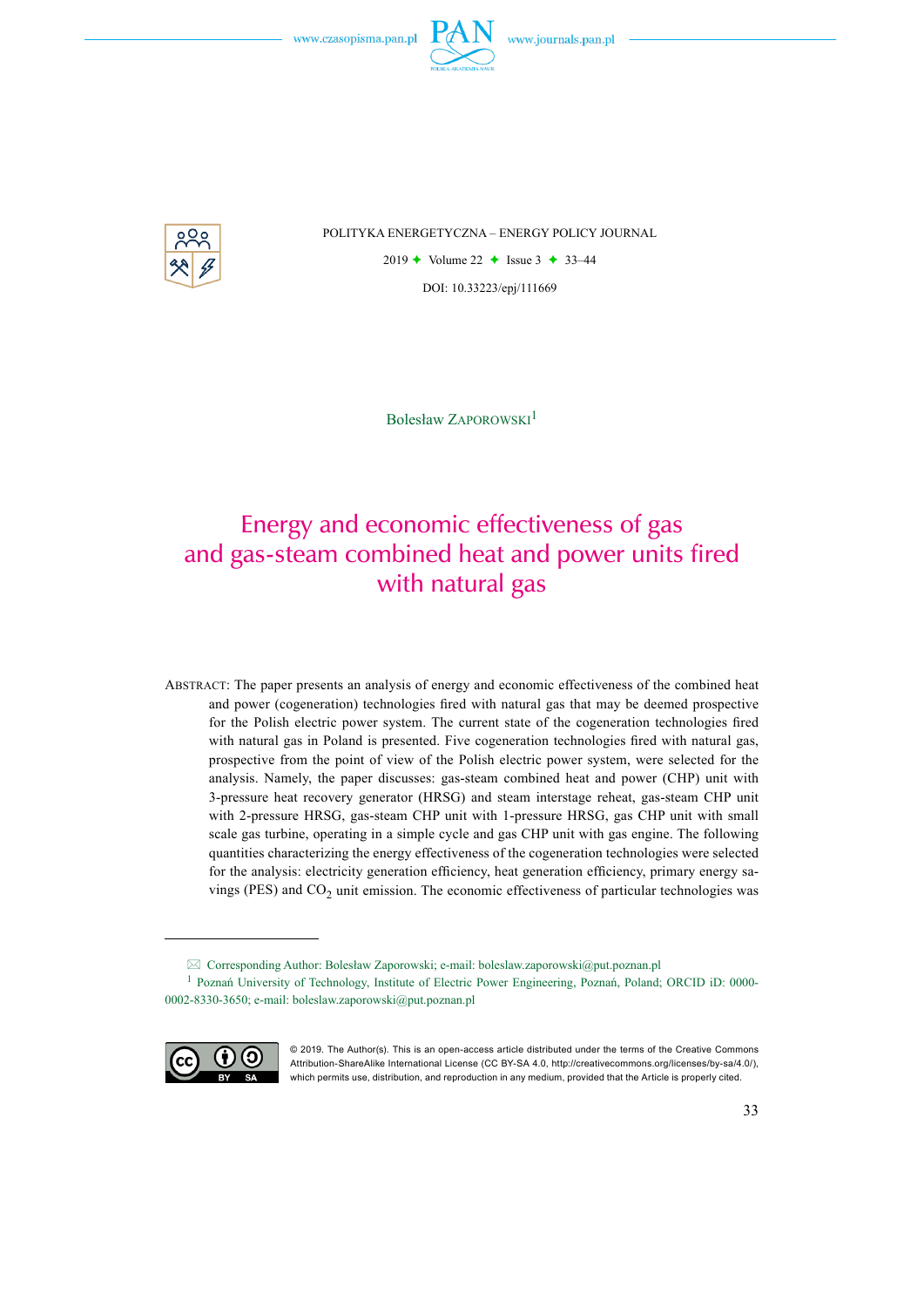POLITYKA ENERGETYCZNA – ENERGY POLICY JOURNAL

2019 ✦ Volume 22 ✦ Issue 3 ✦ 33–44

DOI: 10.33223/epj/111669

Bolesław Zaporowski[1]

# Energy and economic effectiveness of gas and gas-steam combined heat and power units fired with natural gas

ABSTRACT: The paper presents an analysis of energy and economic effectiveness of the combined heat and power (cogeneration) technologies fired with natural gas that may be deemed prospective for the Polish electric power system. The current state of the cogeneration technologies fired with natural gas in Poland is presented. Five cogeneration technologies fired with natural gas, prospective from the point of view of the Polish electric power system, were selected for the analysis. Namely, the paper discusses: gas-steam combined heat and power (CHP) unit with 3-pressure heat recovery generator (HRSG) and steam interstage reheat, gas-steam CHP unit with 2-pressure HRSG, gas-steam CHP unit with 1-pressure HRSG, gas CHP unit with small scale gas turbine, operating in a simple cycle and gas CHP unit with gas engine. The following quantities characterizing the energy effectiveness of the cogeneration technologies were selected for the analysis: electricity generation efficiency, heat generation efficiency, primary energy savings (PES) and $CO_2$ unit emission. The economic effectiveness of particular technologies was

---

✉ Corresponding Author: Bolesław Zaporowski; e-mail: boleslaw.zaporowski@put.poznan.pl

[1] Poznań University of Technology, Institute of Electric Power Engineering, Poznań, Poland; ORCID iD: 0000-0002-8330-3650; e-mail: boleslaw.zaporowski@put.poznan.pl

© 2019. The Author(s). This is an open-access article distributed under the terms of the Creative Commons Attribution-ShareAlike International License (CC BY-SA 4.0, http://creativecommons.org/licenses/by-sa/4.0/), which permits use, distribution, and reproduction in any medium, provided that the Article is properly cited.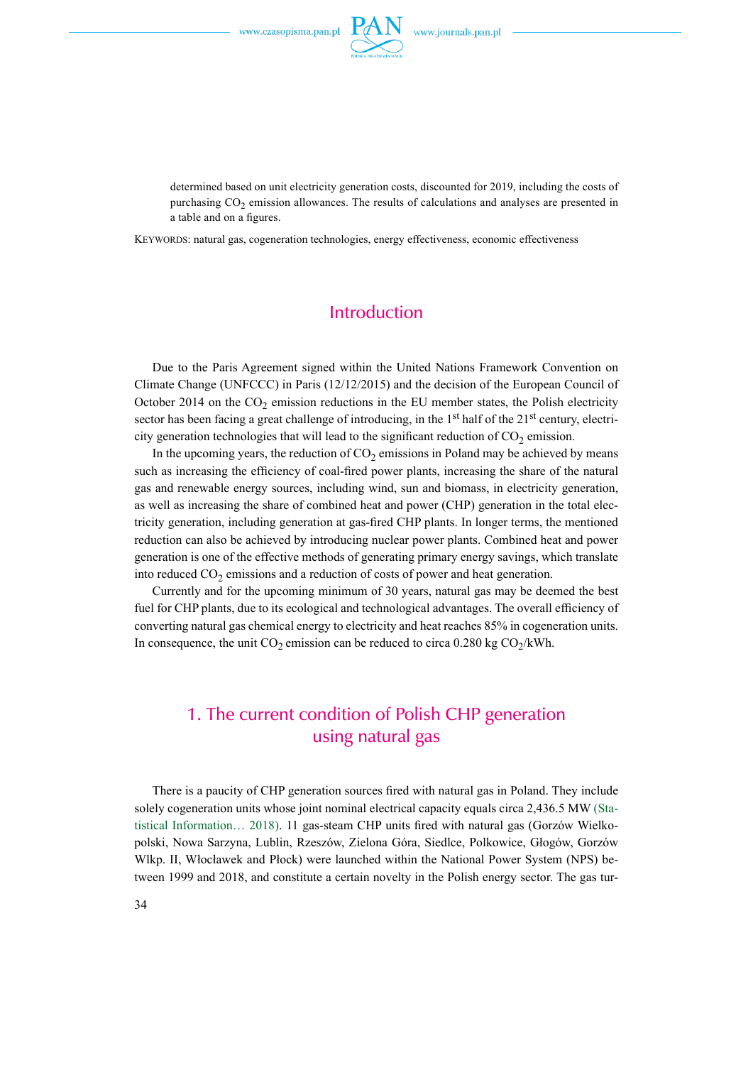determined based on unit electricity generation costs, discounted for 2019, including the costs of purchasing $CO_2$ emission allowances. The results of calculations and analyses are presented in a table and on a figures.

KEYWORDS: natural gas, cogeneration technologies, energy effectiveness, economic effectiveness

## Introduction

Due to the Paris Agreement signed within the United Nations Framework Convention on Climate Change (UNFCCC) in Paris (12/12/2015) and the decision of the European Council of October 2014 on the $CO_2$ emission reductions in the EU member states, the Polish electricity sector has been facing a great challenge of introducing, in the 1st half of the 21st century, electricity generation technologies that will lead to the significant reduction of $CO_2$ emission.

In the upcoming years, the reduction of $CO_2$ emissions in Poland may be achieved by means such as increasing the efficiency of coal-fired power plants, increasing the share of the natural gas and renewable energy sources, including wind, sun and biomass, in electricity generation, as well as increasing the share of combined heat and power (CHP) generation in the total electricity generation, including generation at gas-fired CHP plants. In longer terms, the mentioned reduction can also be achieved by introducing nuclear power plants. Combined heat and power generation is one of the effective methods of generating primary energy savings, which translate into reduced $CO_2$ emissions and a reduction of costs of power and heat generation.

Currently and for the upcoming minimum of 30 years, natural gas may be deemed the best fuel for CHP plants, due to its ecological and technological advantages. The overall efficiency of converting natural gas chemical energy to electricity and heat reaches 85% in cogeneration units. In consequence, the unit $CO_2$ emission can be reduced to circa 0.280 kg $CO_2$/kWh.

## 1. The current condition of Polish CHP generation using natural gas

There is a paucity of CHP generation sources fired with natural gas in Poland. They include solely cogeneration units whose joint nominal electrical capacity equals circa 2,436.5 MW (Statistical Information… 2018). 11 gas-steam CHP units fired with natural gas (Gorzów Wielkopolski, Nowa Sarzyna, Lublin, Rzeszów, Zielona Góra, Siedlce, Polkowice, Głogów, Gorzów Wlkp. II, Włocławek and Płock) were launched within the National Power System (NPS) between 1999 and 2018, and constitute a certain novelty in the Polish energy sector. The gas tur-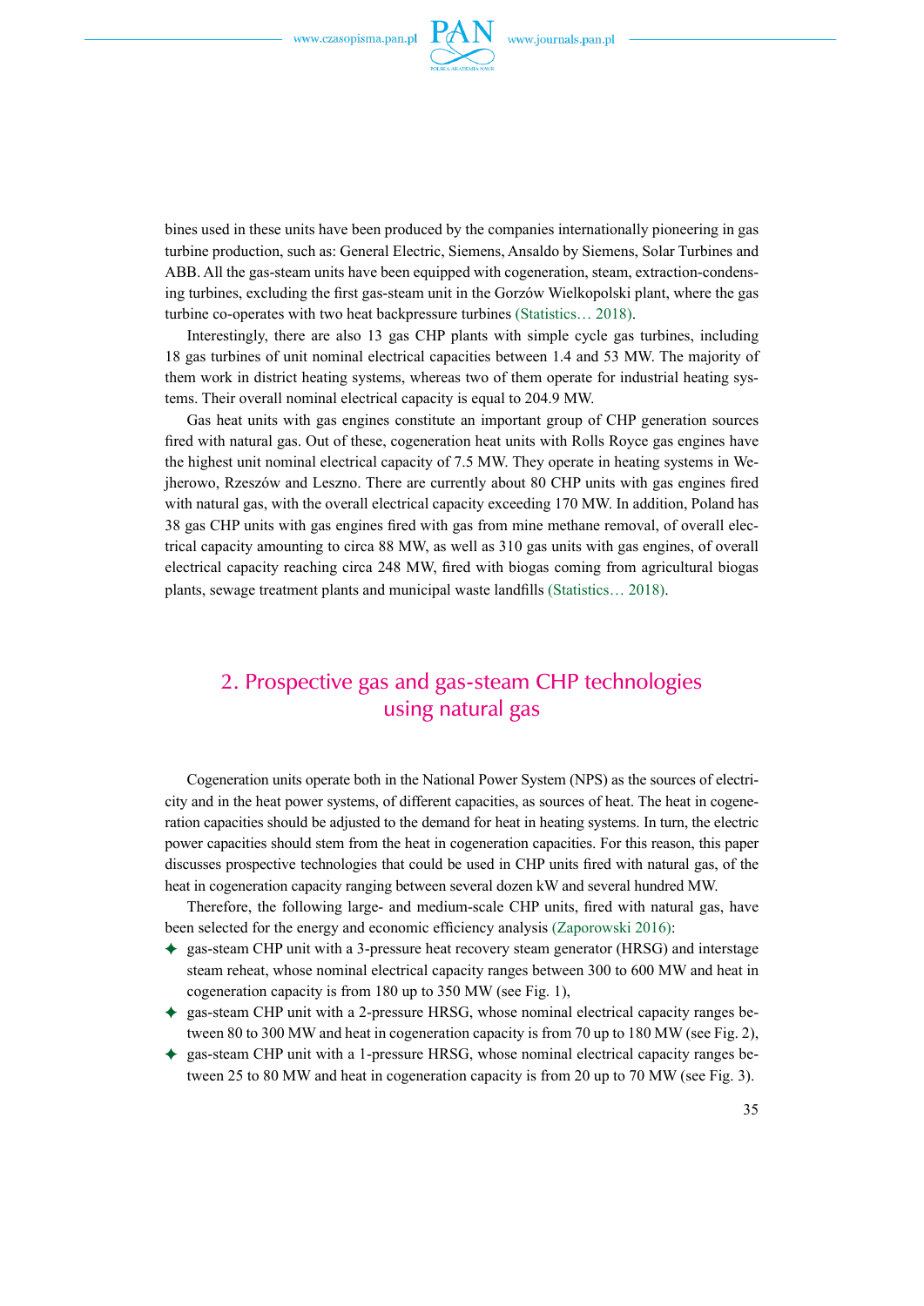bines used in these units have been produced by the companies internationally pioneering in gas turbine production, such as: General Electric, Siemens, Ansaldo by Siemens, Solar Turbines and ABB. All the gas-steam units have been equipped with cogeneration, steam, extraction-condensing turbines, excluding the first gas-steam unit in the Gorzów Wielkopolski plant, where the gas turbine co-operates with two heat backpressure turbines (Statistics… 2018).

Interestingly, there are also 13 gas CHP plants with simple cycle gas turbines, including 18 gas turbines of unit nominal electrical capacities between 1.4 and 53 MW. The majority of them work in district heating systems, whereas two of them operate for industrial heating systems. Their overall nominal electrical capacity is equal to 204.9 MW.

Gas heat units with gas engines constitute an important group of CHP generation sources fired with natural gas. Out of these, cogeneration heat units with Rolls Royce gas engines have the highest unit nominal electrical capacity of 7.5 MW. They operate in heating systems in Wejherowo, Rzeszów and Leszno. There are currently about 80 CHP units with gas engines fired with natural gas, with the overall electrical capacity exceeding 170 MW. In addition, Poland has 38 gas CHP units with gas engines fired with gas from mine methane removal, of overall electrical capacity amounting to circa 88 MW, as well as 310 gas units with gas engines, of overall electrical capacity reaching circa 248 MW, fired with biogas coming from agricultural biogas plants, sewage treatment plants and municipal waste landfills (Statistics… 2018).

## 2. Prospective gas and gas-steam CHP technologies using natural gas

Cogeneration units operate both in the National Power System (NPS) as the sources of electricity and in the heat power systems, of different capacities, as sources of heat. The heat in cogeneration capacities should be adjusted to the demand for heat in heating systems. In turn, the electric power capacities should stem from the heat in cogeneration capacities. For this reason, this paper discusses prospective technologies that could be used in CHP units fired with natural gas, of the heat in cogeneration capacity ranging between several dozen kW and several hundred MW.

Therefore, the following large- and medium-scale CHP units, fired with natural gas, have been selected for the energy and economic efficiency analysis (Zaporowski 2016):

- gas-steam CHP unit with a 3-pressure heat recovery steam generator (HRSG) and interstage steam reheat, whose nominal electrical capacity ranges between 300 to 600 MW and heat in cogeneration capacity is from 180 up to 350 MW (see Fig. 1),
- gas-steam CHP unit with a 2-pressure HRSG, whose nominal electrical capacity ranges between 80 to 300 MW and heat in cogeneration capacity is from 70 up to 180 MW (see Fig. 2),
- gas-steam CHP unit with a 1-pressure HRSG, whose nominal electrical capacity ranges between 25 to 80 MW and heat in cogeneration capacity is from 20 up to 70 MW (see Fig. 3).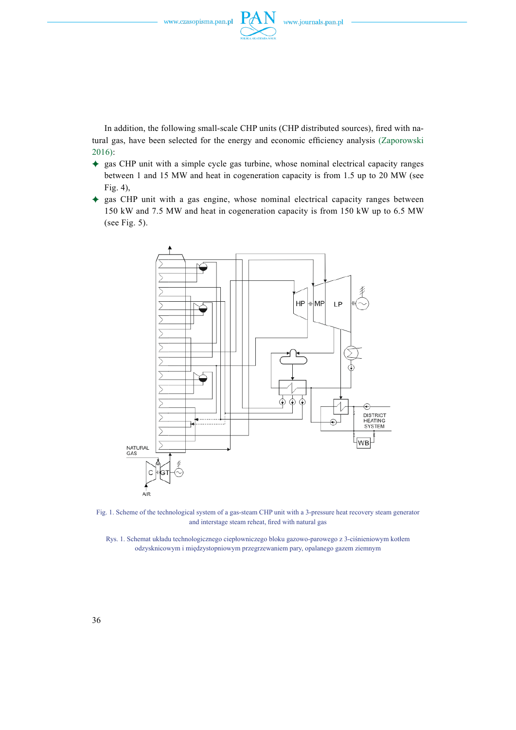In addition, the following small-scale CHP units (CHP distributed sources), fired with natural gas, have been selected for the energy and economic efficiency analysis (Zaporowski 2016):

- gas CHP unit with a simple cycle gas turbine, whose nominal electrical capacity ranges between 1 and 15 MW and heat in cogeneration capacity is from 1.5 up to 20 MW (see Fig. 4),
- gas CHP unit with a gas engine, whose nominal electrical capacity ranges between 150 kW and 7.5 MW and heat in cogeneration capacity is from 150 kW up to 6.5 MW (see Fig. 5).

Fig. 1. Scheme of the technological system of a gas-steam CHP unit with a 3-pressure heat recovery steam generator and interstage steam reheat, fired with natural gas

Rys. 1. Schemat układu technologicznego ciepłowniczego bloku gazowo-parowego z 3-ciśnieniowym kotłem odzysknicowym i międzystopniowym przegrzewaniem pary, opalanego gazem ziemnym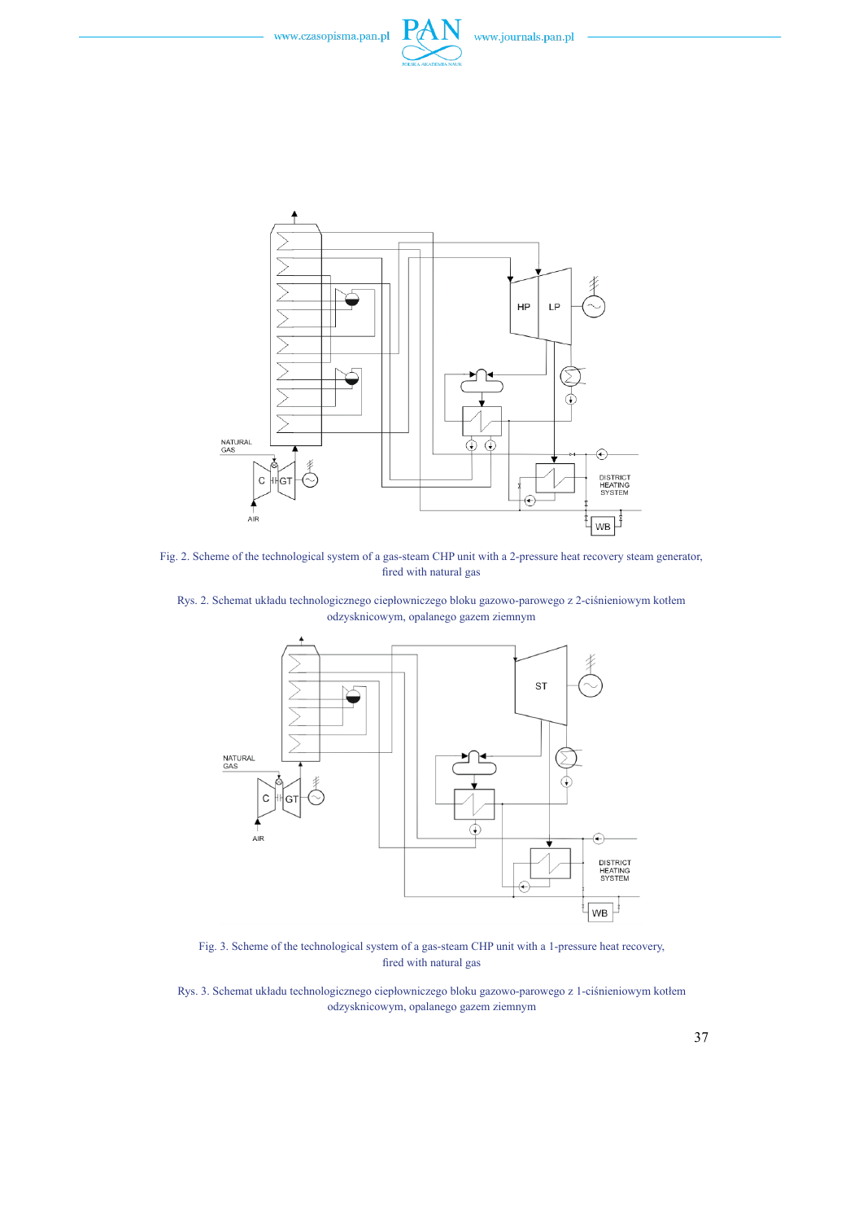Fig. 2. Scheme of the technological system of a gas-steam CHP unit with a 2-pressure heat recovery steam generator, fired with natural gas

Rys. 2. Schemat układu technologicznego ciepłowniczego bloku gazowo-parowego z 2-ciśnieniowym kotłem odzysknicowym, opalanego gazem ziemnym

Fig. 3. Scheme of the technological system of a gas-steam CHP unit with a 1-pressure heat recovery, fired with natural gas

Rys. 3. Schemat układu technologicznego ciepłowniczego bloku gazowo-parowego z 1-ciśnieniowym kotłem odzysknicowym, opalanego gazem ziemnym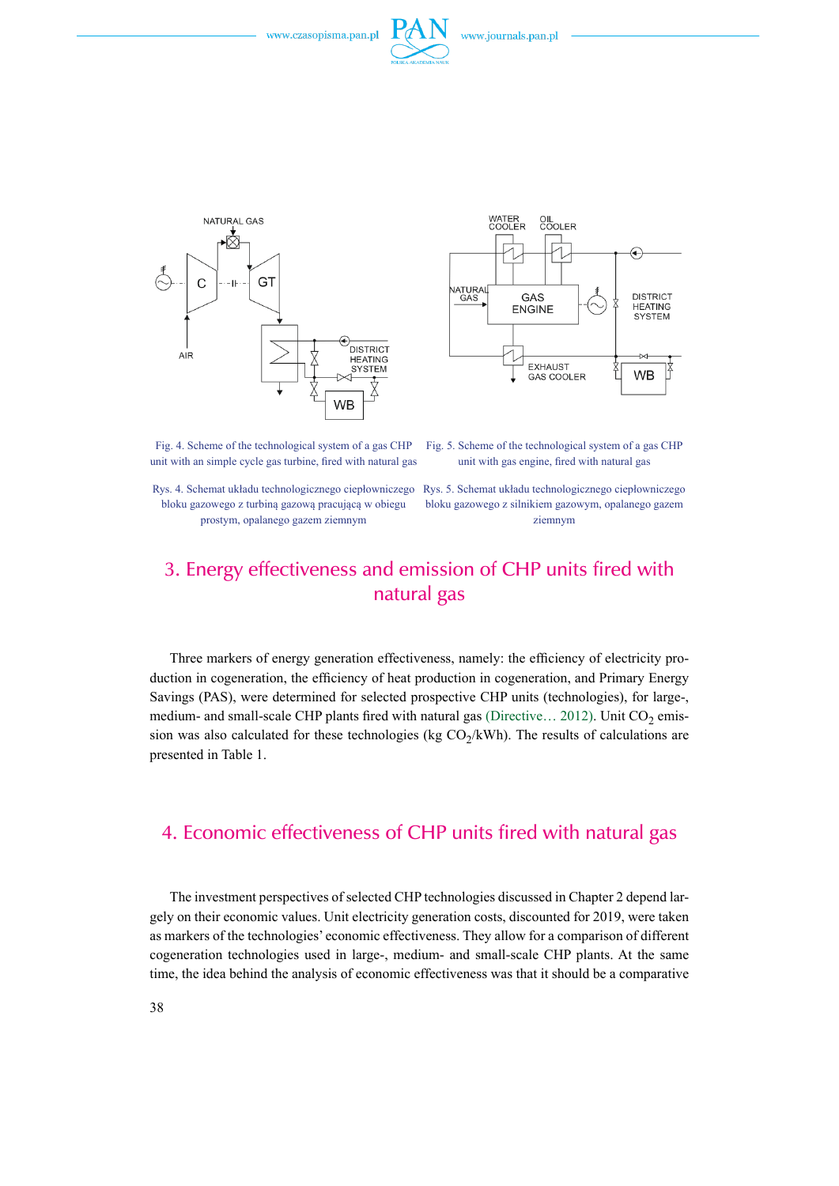Fig. 4. Scheme of the technological system of a gas CHP unit with an simple cycle gas turbine, fired with natural gas

Rys. 4. Schemat układu technologicznego ciepłowniczego bloku gazowego z turbiną gazową pracującą w obiegu prostym, opalanego gazem ziemnym

Fig. 5. Scheme of the technological system of a gas CHP unit with gas engine, fired with natural gas

Rys. 5. Schemat układu technologicznego ciepłowniczego bloku gazowego z silnikiem gazowym, opalanego gazem ziemnym

## 3. Energy effectiveness and emission of CHP units fired with natural gas

Three markers of energy generation effectiveness, namely: the efficiency of electricity production in cogeneration, the efficiency of heat production in cogeneration, and Primary Energy Savings (PAS), were determined for selected prospective CHP units (technologies), for large-, medium- and small-scale CHP plants fired with natural gas (Directive… 2012). Unit $CO_2$ emission was also calculated for these technologies (kg $CO_2$/kWh). The results of calculations are presented in Table 1.

## 4. Economic effectiveness of CHP units fired with natural gas

The investment perspectives of selected CHP technologies discussed in Chapter 2 depend largely on their economic values. Unit electricity generation costs, discounted for 2019, were taken as markers of the technologies' economic effectiveness. They allow for a comparison of different cogeneration technologies used in large-, medium- and small-scale CHP plants. At the same time, the idea behind the analysis of economic effectiveness was that it should be a comparative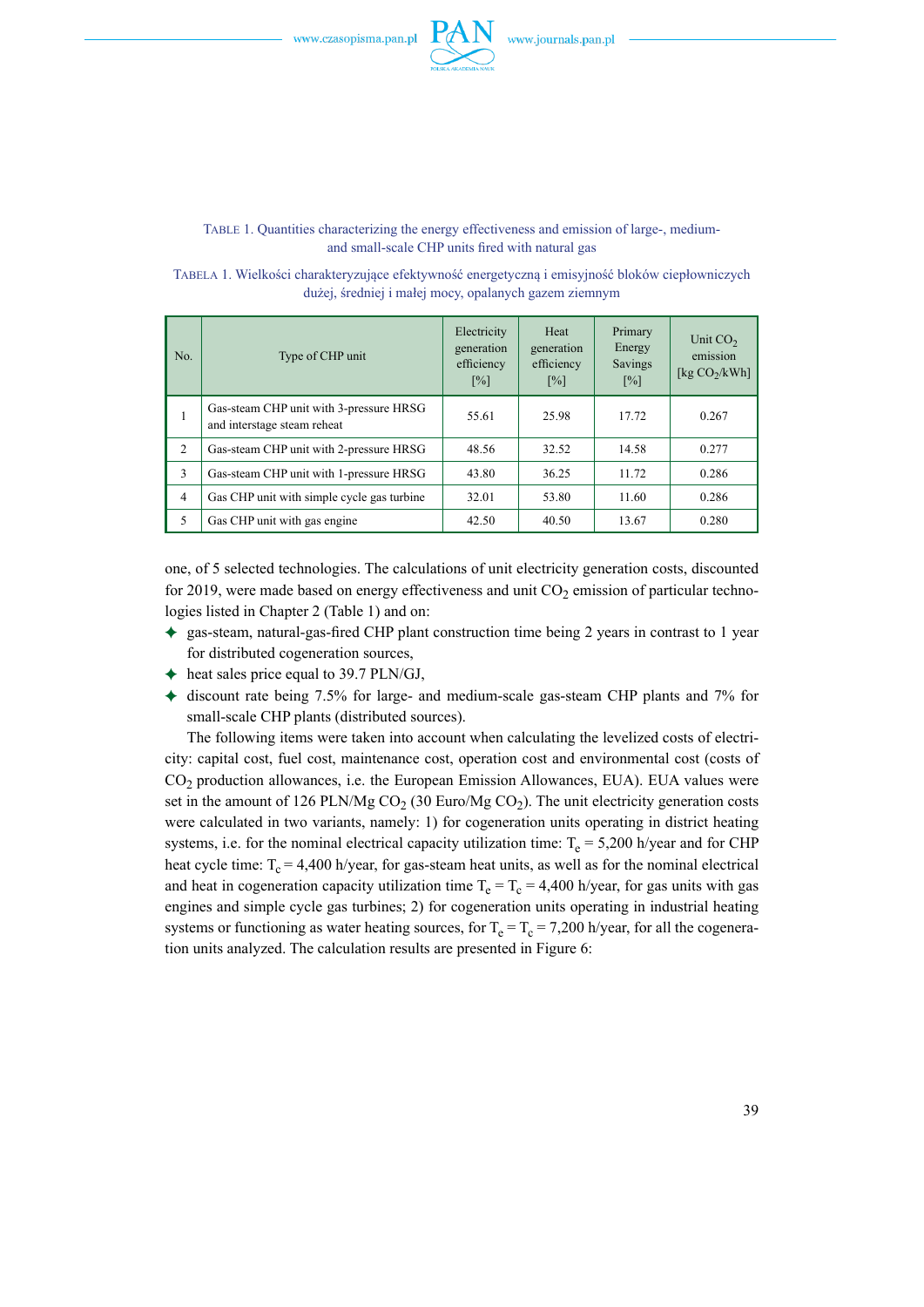TABLE 1. Quantities characterizing the energy effectiveness and emission of large-, medium- and small-scale CHP units fired with natural gas

TABELA 1. Wielkości charakteryzujące efektywność energetyczną i emisyjność bloków ciepłowniczych dużej, średniej i małej mocy, opalanych gazem ziemnym

| No. | Type of CHP unit | Electricity generation efficiency [%] | Heat generation efficiency [%] | Primary Energy Savings [%] | Unit $CO_2$ emission [kg $CO_2$/kWh] |
|---|---|---|---|---|---|
| 1 | Gas-steam CHP unit with 3-pressure HRSG and interstage steam reheat | 55.61 | 25.98 | 17.72 | 0.267 |
| 2 | Gas-steam CHP unit with 2-pressure HRSG | 48.56 | 32.52 | 14.58 | 0.277 |
| 3 | Gas-steam CHP unit with 1-pressure HRSG | 43.80 | 36.25 | 11.72 | 0.286 |
| 4 | Gas CHP unit with simple cycle gas turbine | 32.01 | 53.80 | 11.60 | 0.286 |
| 5 | Gas CHP unit with gas engine | 42.50 | 40.50 | 13.67 | 0.280 |

one, of 5 selected technologies. The calculations of unit electricity generation costs, discounted for 2019, were made based on energy effectiveness and unit $CO_2$ emission of particular technologies listed in Chapter 2 (Table 1) and on:

- gas-steam, natural-gas-fired CHP plant construction time being 2 years in contrast to 1 year for distributed cogeneration sources,
- heat sales price equal to 39.7 PLN/GJ,
- discount rate being 7.5% for large- and medium-scale gas-steam CHP plants and 7% for small-scale CHP plants (distributed sources).

The following items were taken into account when calculating the levelized costs of electricity: capital cost, fuel cost, maintenance cost, operation cost and environmental cost (costs of $CO_2$ production allowances, i.e. the European Emission Allowances, EUA). EUA values were set in the amount of 126 PLN/Mg $CO_2$ (30 Euro/Mg $CO_2$). The unit electricity generation costs were calculated in two variants, namely: 1) for cogeneration units operating in district heating systems, i.e. for the nominal electrical capacity utilization time: $T_e$ = 5,200 h/year and for CHP heat cycle time: $T_c$ = 4,400 h/year, for gas-steam heat units, as well as for the nominal electrical and heat in cogeneration capacity utilization time $T_e = T_c$ = 4,400 h/year, for gas units with gas engines and simple cycle gas turbines; 2) for cogeneration units operating in industrial heating systems or functioning as water heating sources, for $T_e = T_c$ = 7,200 h/year, for all the cogeneration units analyzed. The calculation results are presented in Figure 6: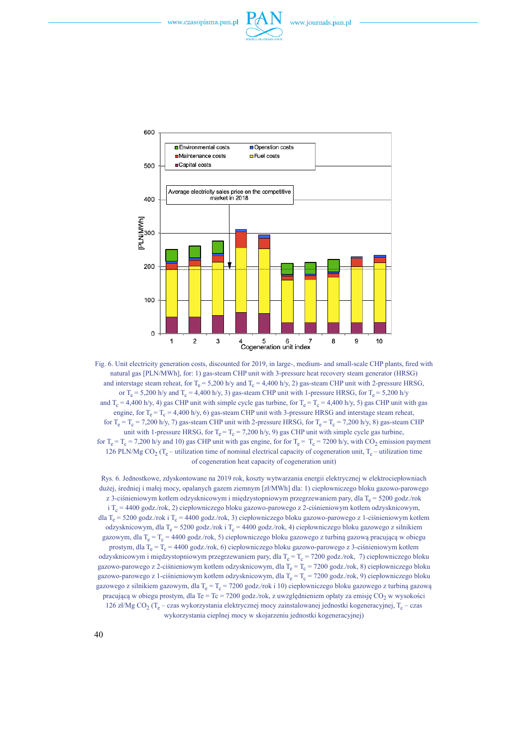Fig. 6. Unit electricity generation costs, discounted for 2019, in large-, medium- and small-scale CHP plants, fired with natural gas [PLN/MWh], for: 1) gas-steam CHP unit with 3-pressure heat recovery steam generator (HRSG) and interstage steam reheat, for $T_e = 5{,}200$ h/y and $T_c = 4{,}400$ h/y, 2) gas-steam CHP unit with 2-pressure HRSG, or $T_e = 5{,}200$ h/y and $T_c = 4{,}400$ h/y, 3) gas-steam CHP unit with 1-pressure HRSG, for $T_e = 5{,}200$ h/y and $T_c = 4{,}400$ h/y, 4) gas CHP unit with simple cycle gas turbine, for $T_e = T_c = 4{,}400$ h/y, 5) gas CHP unit with gas engine, for $T_e = T_c = 4{,}400$ h/y, 6) gas-steam CHP unit with 3-pressure HRSG and interstage steam reheat, for $T_e = T_c = 7{,}200$ h/y, 7) gas-steam CHP unit with 2-pressure HRSG, for $T_e = T_c = 7{,}200$ h/y, 8) gas-steam CHP unit with 1-pressure HRSG, for $T_e = T_c = 7{,}200$ h/y, 9) gas CHP unit with simple cycle gas turbine, for $T_e = T_c = 7{,}200$ h/y and 10) gas CHP unit with gas engine, for for $T_e = T_c = 7200$ h/y, with $CO_2$ emission payment 126 PLN/Mg $CO_2$ ($T_e$ – utilization time of nominal electrical capacity of cogeneration unit, $T_c$ – utilization time of cogeneration heat capacity of cogeneration unit)

Rys. 6. Jednostkowe, zdyskontowane na 2019 rok, koszty wytwarzania energii elektrycznej w elektrociepłowniach dużej, średniej i małej mocy, opalanych gazem ziemnym [zł/MWh] dla: 1) ciepłowniczego bloku gazowo-parowego z 3-ciśnieniowym kotłem odzysknicowym i międzystopniowym przegrzewaniem pary, dla $T_e = 5200$ godz./rok i $T_c = 4400$ godz./rok, 2) ciepłowniczego bloku gazowo-parowego z 2-ciśnieniowym kotłem odzysknicowym, dla $T_e = 5200$ godz./rok i $T_c = 4400$ godz./rok, 3) ciepłowniczego bloku gazowo-parowego z 1-ciśnieniowym kotłem odzysknicowym, dla $T_e = 5200$ godz./rok i $T_c = 4400$ godz./rok, 4) ciepłowniczego bloku gazowego z silnikiem gazowym, dla $T_e = T_c = 4400$ godz./rok, 5) ciepłowniczego bloku gazowego z turbiną gazową pracującą w obiegu prostym, dla $T_e = T_c = 4400$ godz./rok, 6) ciepłowniczego bloku gazowo-parowego z 3-ciśnieniowym kotłem odzysknicowym i międzystopniowym przegrzewaniem pary, dla $T_e = T_c = 7200$ godz./rok, 7) ciepłowniczego bloku gazowo-parowego z 2-ciśnieniowym kotłem odzysknicowym, dla $T_e = T_c = 7200$ godz./rok, 8) ciepłowniczego bloku gazowo-parowego z 1-ciśnieniowym kotłem odzysknicowym, dla $T_e = T_c = 7200$ godz./rok, 9) ciepłowniczego bloku gazowego z silnikiem gazowym, dla $T_e = T_c = 7200$ godz./rok i 10) ciepłowniczego bloku gazowego z turbiną gazową pracującą w obiegu prostym, dla Te = Tc = 7200 godz./rok, z uwzględnieniem opłaty za emisję $CO_2$ w wysokości 126 zł/Mg $CO_2$ ($T_e$ – czas wykorzystania elektrycznej mocy zainstalowanej jednostki kogeneracyjnej, $T_c$ – czas wykorzystania cieplnej mocy w skojarzeniu jednostki kogeneracyjnej)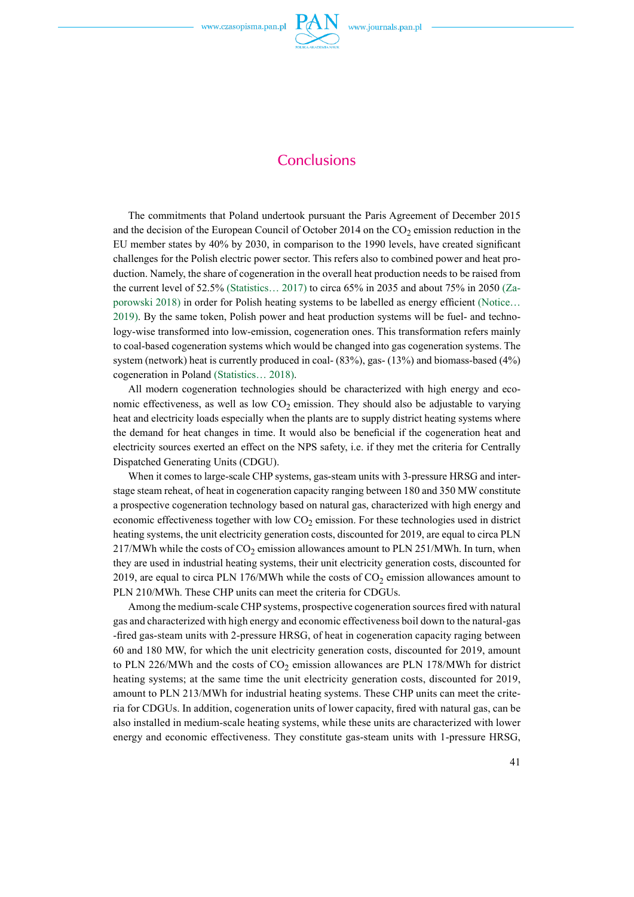# Conclusions

The commitments that Poland undertook pursuant the Paris Agreement of December 2015 and the decision of the European Council of October 2014 on the $CO_2$ emission reduction in the EU member states by 40% by 2030, in comparison to the 1990 levels, have created significant challenges for the Polish electric power sector. This refers also to combined power and heat production. Namely, the share of cogeneration in the overall heat production needs to be raised from the current level of 52.5% (Statistics… 2017) to circa 65% in 2035 and about 75% in 2050 (Zaporowski 2018) in order for Polish heating systems to be labelled as energy efficient (Notice… 2019). By the same token, Polish power and heat production systems will be fuel- and technology-wise transformed into low-emission, cogeneration ones. This transformation refers mainly to coal-based cogeneration systems which would be changed into gas cogeneration systems. The system (network) heat is currently produced in coal- (83%), gas- (13%) and biomass-based (4%) cogeneration in Poland (Statistics… 2018).

All modern cogeneration technologies should be characterized with high energy and economic effectiveness, as well as low $CO_2$ emission. They should also be adjustable to varying heat and electricity loads especially when the plants are to supply district heating systems where the demand for heat changes in time. It would also be beneficial if the cogeneration heat and electricity sources exerted an effect on the NPS safety, i.e. if they met the criteria for Centrally Dispatched Generating Units (CDGU).

When it comes to large-scale CHP systems, gas-steam units with 3-pressure HRSG and inter-stage steam reheat, of heat in cogeneration capacity ranging between 180 and 350 MW constitute a prospective cogeneration technology based on natural gas, characterized with high energy and economic effectiveness together with low $CO_2$ emission. For these technologies used in district heating systems, the unit electricity generation costs, discounted for 2019, are equal to circa PLN 217/MWh while the costs of $CO_2$ emission allowances amount to PLN 251/MWh. In turn, when they are used in industrial heating systems, their unit electricity generation costs, discounted for 2019, are equal to circa PLN 176/MWh while the costs of $CO_2$ emission allowances amount to PLN 210/MWh. These CHP units can meet the criteria for CDGUs.

Among the medium-scale CHP systems, prospective cogeneration sources fired with natural gas and characterized with high energy and economic effectiveness boil down to the natural-gas -fired gas-steam units with 2-pressure HRSG, of heat in cogeneration capacity raging between 60 and 180 MW, for which the unit electricity generation costs, discounted for 2019, amount to PLN 226/MWh and the costs of $CO_2$ emission allowances are PLN 178/MWh for district heating systems; at the same time the unit electricity generation costs, discounted for 2019, amount to PLN 213/MWh for industrial heating systems. These CHP units can meet the criteria for CDGUs. In addition, cogeneration units of lower capacity, fired with natural gas, can be also installed in medium-scale heating systems, while these units are characterized with lower energy and economic effectiveness. They constitute gas-steam units with 1-pressure HRSG,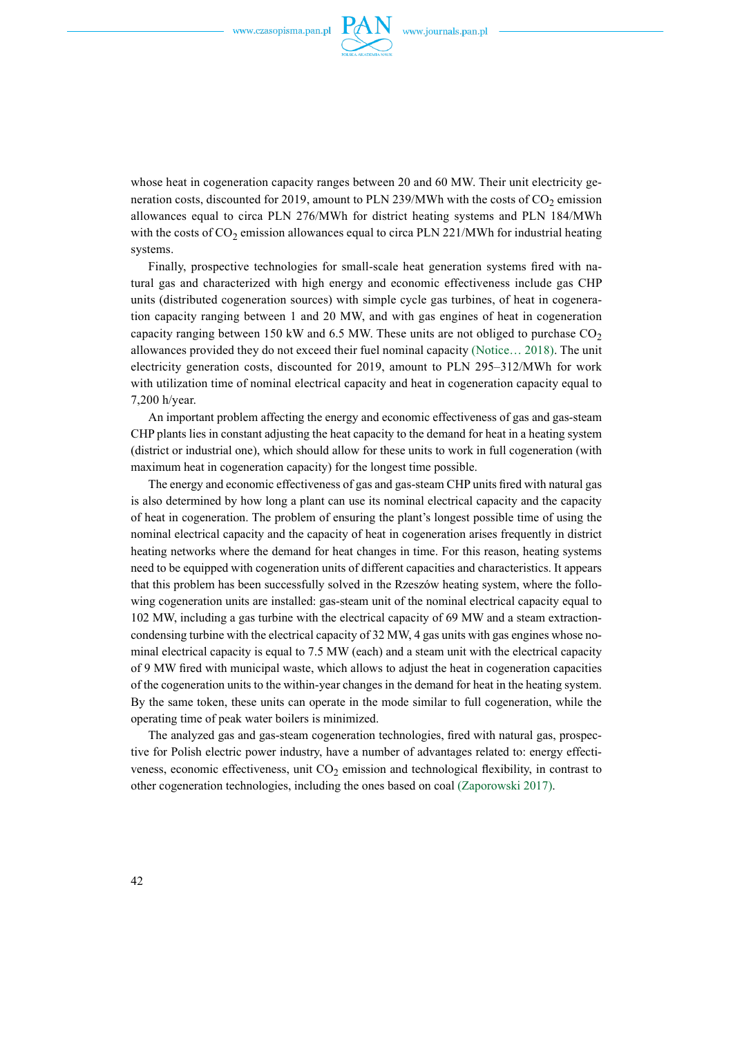whose heat in cogeneration capacity ranges between 20 and 60 MW. Their unit electricity generation costs, discounted for 2019, amount to PLN 239/MWh with the costs of $CO_2$ emission allowances equal to circa PLN 276/MWh for district heating systems and PLN 184/MWh with the costs of $CO_2$ emission allowances equal to circa PLN 221/MWh for industrial heating systems.

Finally, prospective technologies for small-scale heat generation systems fired with natural gas and characterized with high energy and economic effectiveness include gas CHP units (distributed cogeneration sources) with simple cycle gas turbines, of heat in cogeneration capacity ranging between 1 and 20 MW, and with gas engines of heat in cogeneration capacity ranging between 150 kW and 6.5 MW. These units are not obliged to purchase $CO_2$ allowances provided they do not exceed their fuel nominal capacity (Notice… 2018). The unit electricity generation costs, discounted for 2019, amount to PLN 295–312/MWh for work with utilization time of nominal electrical capacity and heat in cogeneration capacity equal to 7,200 h/year.

An important problem affecting the energy and economic effectiveness of gas and gas-steam CHP plants lies in constant adjusting the heat capacity to the demand for heat in a heating system (district or industrial one), which should allow for these units to work in full cogeneration (with maximum heat in cogeneration capacity) for the longest time possible.

The energy and economic effectiveness of gas and gas-steam CHP units fired with natural gas is also determined by how long a plant can use its nominal electrical capacity and the capacity of heat in cogeneration. The problem of ensuring the plant's longest possible time of using the nominal electrical capacity and the capacity of heat in cogeneration arises frequently in district heating networks where the demand for heat changes in time. For this reason, heating systems need to be equipped with cogeneration units of different capacities and characteristics. It appears that this problem has been successfully solved in the Rzeszów heating system, where the following cogeneration units are installed: gas-steam unit of the nominal electrical capacity equal to 102 MW, including a gas turbine with the electrical capacity of 69 MW and a steam extraction-condensing turbine with the electrical capacity of 32 MW, 4 gas units with gas engines whose nominal electrical capacity is equal to 7.5 MW (each) and a steam unit with the electrical capacity of 9 MW fired with municipal waste, which allows to adjust the heat in cogeneration capacities of the cogeneration units to the within-year changes in the demand for heat in the heating system. By the same token, these units can operate in the mode similar to full cogeneration, while the operating time of peak water boilers is minimized.

The analyzed gas and gas-steam cogeneration technologies, fired with natural gas, prospective for Polish electric power industry, have a number of advantages related to: energy effectiveness, economic effectiveness, unit $CO_2$ emission and technological flexibility, in contrast to other cogeneration technologies, including the ones based on coal (Zaporowski 2017).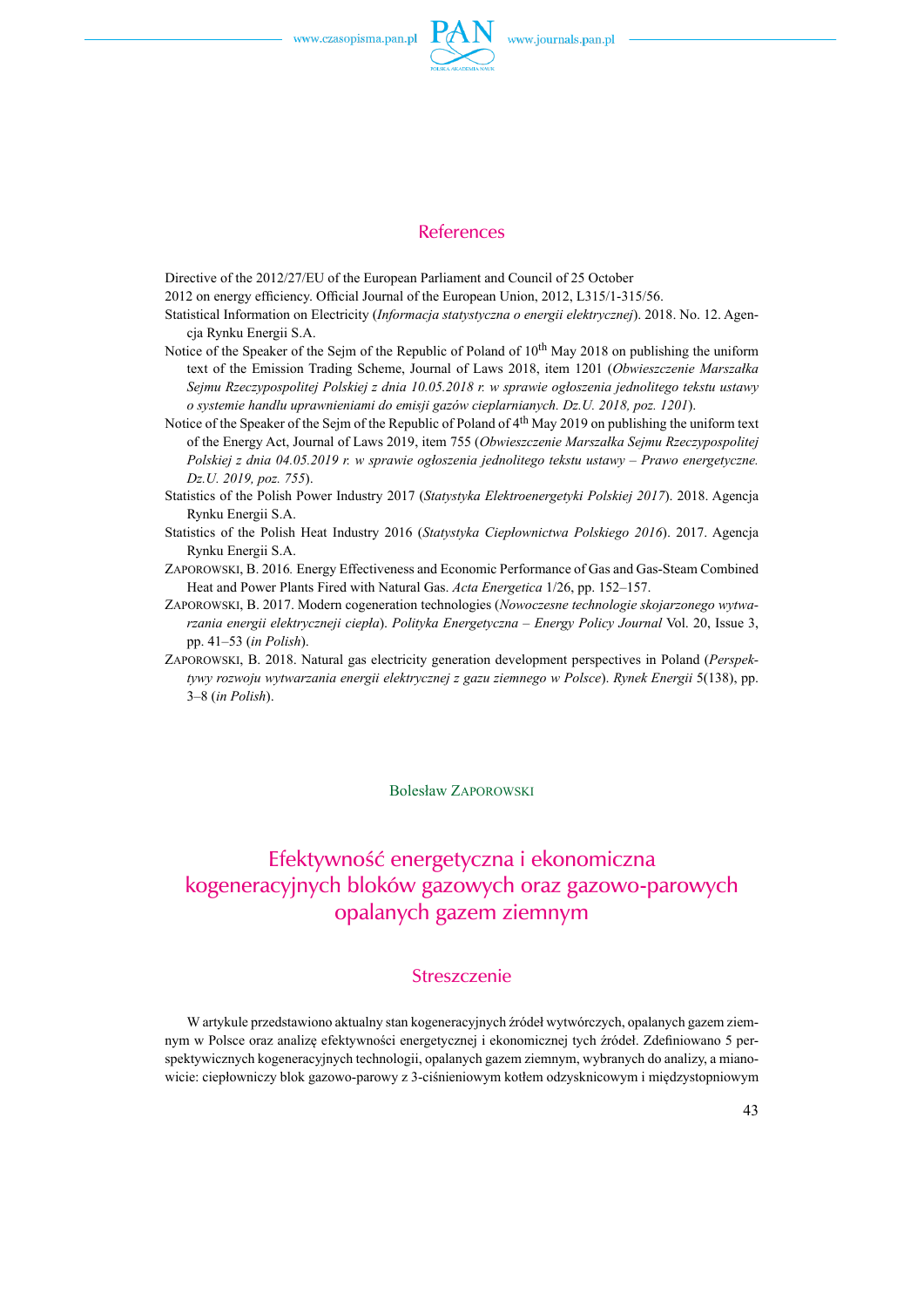## References

Directive of the 2012/27/EU of the European Parliament and Council of 25 October
2012 on energy efficiency. Official Journal of the European Union, 2012, L315/1-315/56.

Statistical Information on Electricity (*Informacja statystyczna o energii elektrycznej*). 2018. No. 12. Agencja Rynku Energii S.A.

Notice of the Speaker of the Sejm of the Republic of Poland of 10th May 2018 on publishing the uniform text of the Emission Trading Scheme, Journal of Laws 2018, item 1201 (*Obwieszczenie Marszałka Sejmu Rzeczypospolitej Polskiej z dnia 10.05.2018 r. w sprawie ogłoszenia jednolitego tekstu ustawy o systemie handlu uprawnieniami do emisji gazów cieplarnianych. Dz.U. 2018, poz. 1201*).

Notice of the Speaker of the Sejm of the Republic of Poland of 4th May 2019 on publishing the uniform text of the Energy Act, Journal of Laws 2019, item 755 (*Obwieszczenie Marszałka Sejmu Rzeczypospolitej Polskiej z dnia 04.05.2019 r. w sprawie ogłoszenia jednolitego tekstu ustawy – Prawo energetyczne. Dz.U. 2019, poz. 755*).

Statistics of the Polish Power Industry 2017 (*Statystyka Elektroenergetyki Polskiej 2017*). 2018. Agencja Rynku Energii S.A.

Statistics of the Polish Heat Industry 2016 (*Statystyka Ciepłownictwa Polskiego 2016*). 2017. Agencja Rynku Energii S.A.

Zaporowski, B. 2016. Energy Effectiveness and Economic Performance of Gas and Gas-Steam Combined Heat and Power Plants Fired with Natural Gas. *Acta Energetica* 1/26, pp. 152–157.

Zaporowski, B. 2017. Modern cogeneration technologies (*Nowoczesne technologie skojarzonego wytwarzania energii elektryczneji ciepła*). *Polityka Energetyczna – Energy Policy Journal* Vol. 20, Issue 3, pp. 41–53 (*in Polish*).

Zaporowski, B. 2018. Natural gas electricity generation development perspectives in Poland (*Perspektywy rozwoju wytwarzania energii elektrycznej z gazu ziemnego w Polsce*). *Rynek Energii* 5(138), pp. 3–8 (*in Polish*).

Bolesław Zaporowski

# Efektywność energetyczna i ekonomiczna kogeneracyjnych bloków gazowych oraz gazowo-parowych opalanych gazem ziemnym

## Streszczenie

W artykule przedstawiono aktualny stan kogeneracyjnych źródeł wytwórczych, opalanych gazem ziemnym w Polsce oraz analizę efektywności energetycznej i ekonomicznej tych źródeł. Zdefiniowano 5 perspektywicznych kogeneracyjnych technologii, opalanych gazem ziemnym, wybranych do analizy, a mianowicie: ciepłowniczy blok gazowo-parowy z 3-ciśnieniowym kotłem odzysknicowym i międzystopniowym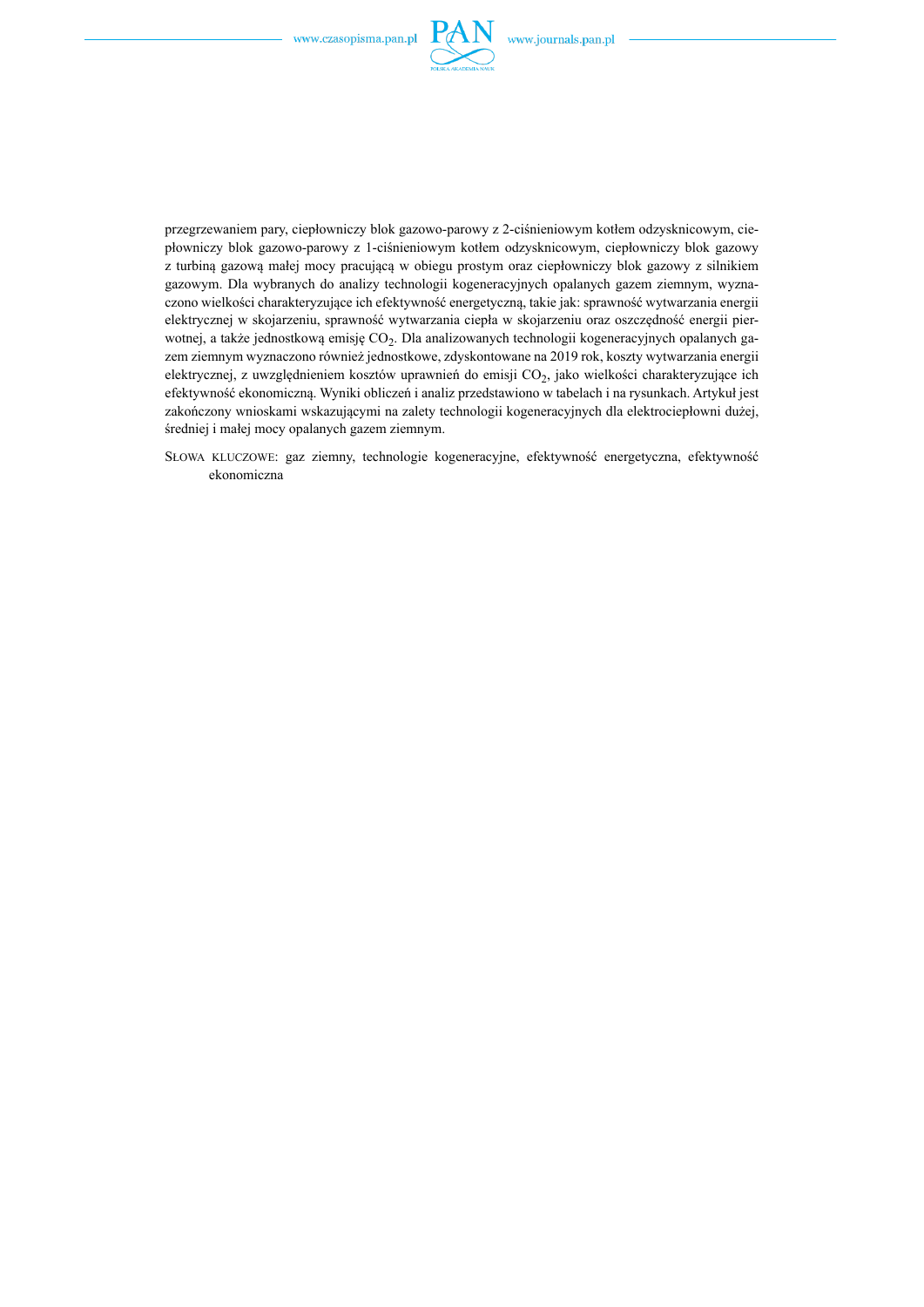przegrzewaniem pary, ciepłowniczy blok gazowo-parowy z 2-ciśnieniowym kotłem odzysknicowym, ciepłowniczy blok gazowo-parowy z 1-ciśnieniowym kotłem odzysknicowym, ciepłowniczy blok gazowy z turbiną gazową małej mocy pracującą w obiegu prostym oraz ciepłowniczy blok gazowy z silnikiem gazowym. Dla wybranych do analizy technologii kogeneracyjnych opalanych gazem ziemnym, wyznaczono wielkości charakteryzujące ich efektywność energetyczną, takie jak: sprawność wytwarzania energii elektrycznej w skojarzeniu, sprawność wytwarzania ciepła w skojarzeniu oraz oszczędność energii pierwotnej, a także jednostkową emisję $CO_2$. Dla analizowanych technologii kogeneracyjnych opalanych gazem ziemnym wyznaczono również jednostkowe, zdyskontowane na 2019 rok, koszty wytwarzania energii elektrycznej, z uwzględnieniem kosztów uprawnień do emisji $CO_2$, jako wielkości charakteryzujące ich efektywność ekonomiczną. Wyniki obliczeń i analiz przedstawiono w tabelach i na rysunkach. Artykuł jest zakończony wnioskami wskazującymi na zalety technologii kogeneracyjnych dla elektrociepłowni dużej, średniej i małej mocy opalanych gazem ziemnym.

SŁOWA KLUCZOWE: gaz ziemny, technologie kogeneracyjne, efektywność energetyczna, efektywność ekonomiczna